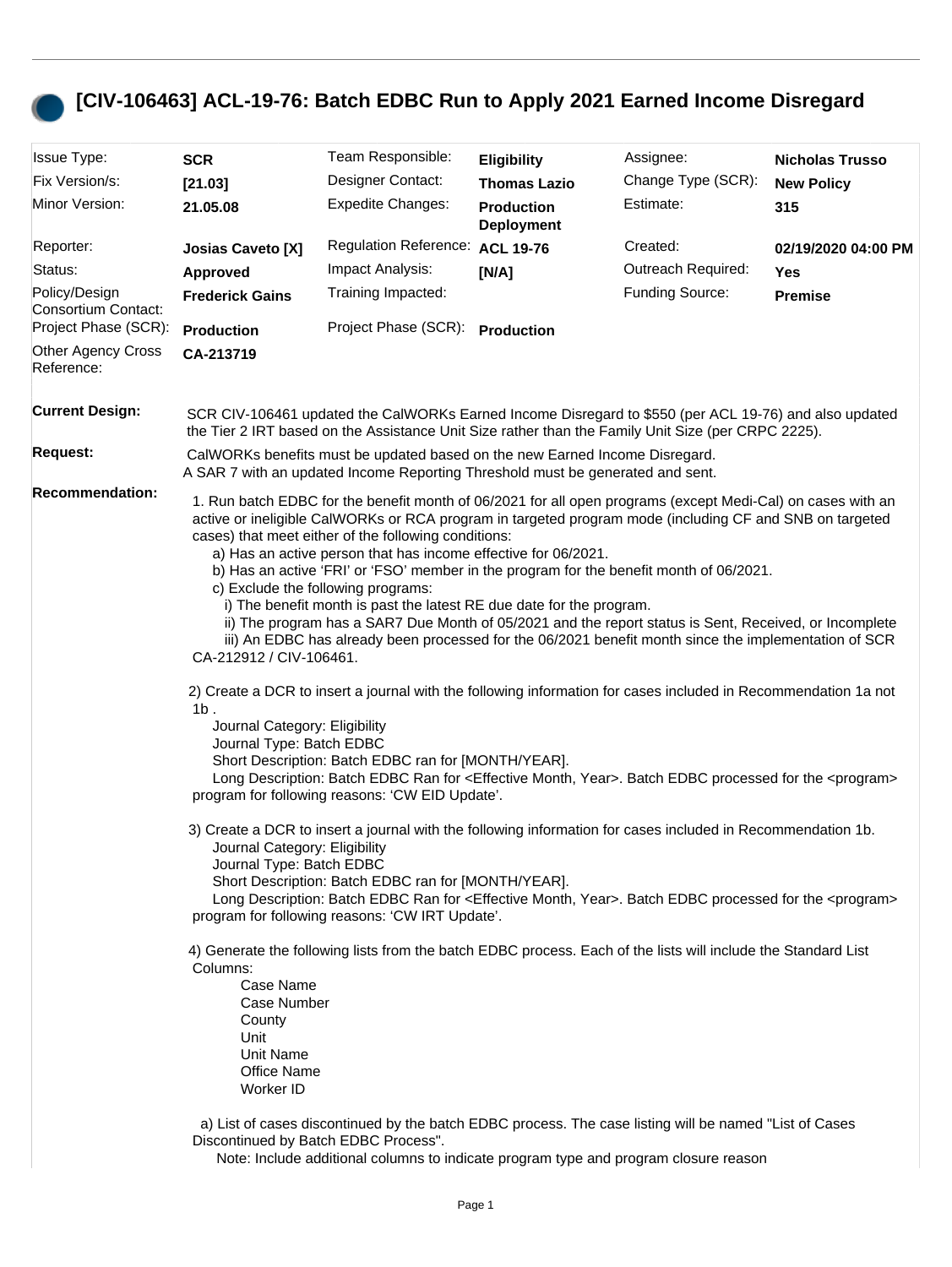# [CIV-106463] ACL-19-76: Batch EDBC Run to Apply 2021 Earned Income Disregard

| | | | | | |
|---|---|---|---|---|---|
| Issue Type: | **SCR** | Team Responsible: | **Eligibility** | Assignee: | **Nicholas Trusso** |
| Fix Version/s: | **[21.03]** | Designer Contact: | **Thomas Lazio** | Change Type (SCR): | **New Policy** |
| Minor Version: | **21.05.08** | Expedite Changes: | **Production Deployment** | Estimate: | **315** |
| Reporter: | **Josias Caveto [X]** | Regulation Reference: | **ACL 19-76** | Created: | **02/19/2020 04:00 PM** |
| Status: | **Approved** | Impact Analysis: | **[N/A]** | Outreach Required: | **Yes** |
| Policy/Design Consortium Contact: | **Frederick Gains** | Training Impacted: | | Funding Source: | **Premise** |
| Project Phase (SCR): | **Production** | Project Phase (SCR): | **Production** | | |
| Other Agency Cross Reference: | **CA-213719** | | | | |

**Current Design:**

SCR CIV-106461 updated the CalWORKs Earned Income Disregard to $550 (per ACL 19-76) and also updated the Tier 2 IRT based on the Assistance Unit Size rather than the Family Unit Size (per CRPC 2225).

**Request:**

CalWORKs benefits must be updated based on the new Earned Income Disregard.
A SAR 7 with an updated Income Reporting Threshold must be generated and sent.

**Recommendation:**

1. Run batch EDBC for the benefit month of 06/2021 for all open programs (except Medi-Cal) on cases with an active or ineligible CalWORKs or RCA program in targeted program mode (including CF and SNB on targeted cases) that meet either of the following conditions:
   a) Has an active person that has income effective for 06/2021.
   b) Has an active 'FRI' or 'FSO' member in the program for the benefit month of 06/2021.
   c) Exclude the following programs:
      i) The benefit month is past the latest RE due date for the program.
      ii) The program has a SAR7 Due Month of 05/2021 and the report status is Sent, Received, or Incomplete
      iii) An EDBC has already been processed for the 06/2021 benefit month since the implementation of SCR CA-212912 / CIV-106461.

2) Create a DCR to insert a journal with the following information for cases included in Recommendation 1a not 1b .
   Journal Category: Eligibility
   Journal Type: Batch EDBC
   Short Description: Batch EDBC ran for [MONTH/YEAR].
   Long Description: Batch EDBC Ran for <Effective Month, Year>. Batch EDBC processed for the <program> program for following reasons: 'CW EID Update'.

3) Create a DCR to insert a journal with the following information for cases included in Recommendation 1b.
   Journal Category: Eligibility
   Journal Type: Batch EDBC
   Short Description: Batch EDBC ran for [MONTH/YEAR].
   Long Description: Batch EDBC Ran for <Effective Month, Year>. Batch EDBC processed for the <program> program for following reasons: 'CW IRT Update'.

4) Generate the following lists from the batch EDBC process. Each of the lists will include the Standard List Columns:
   - Case Name
   - Case Number
   - County
   - Unit
   - Unit Name
   - Office Name
   - Worker ID

   a) List of cases discontinued by the batch EDBC process. The case listing will be named "List of Cases Discontinued by Batch EDBC Process".
      Note: Include additional columns to indicate program type and program closure reason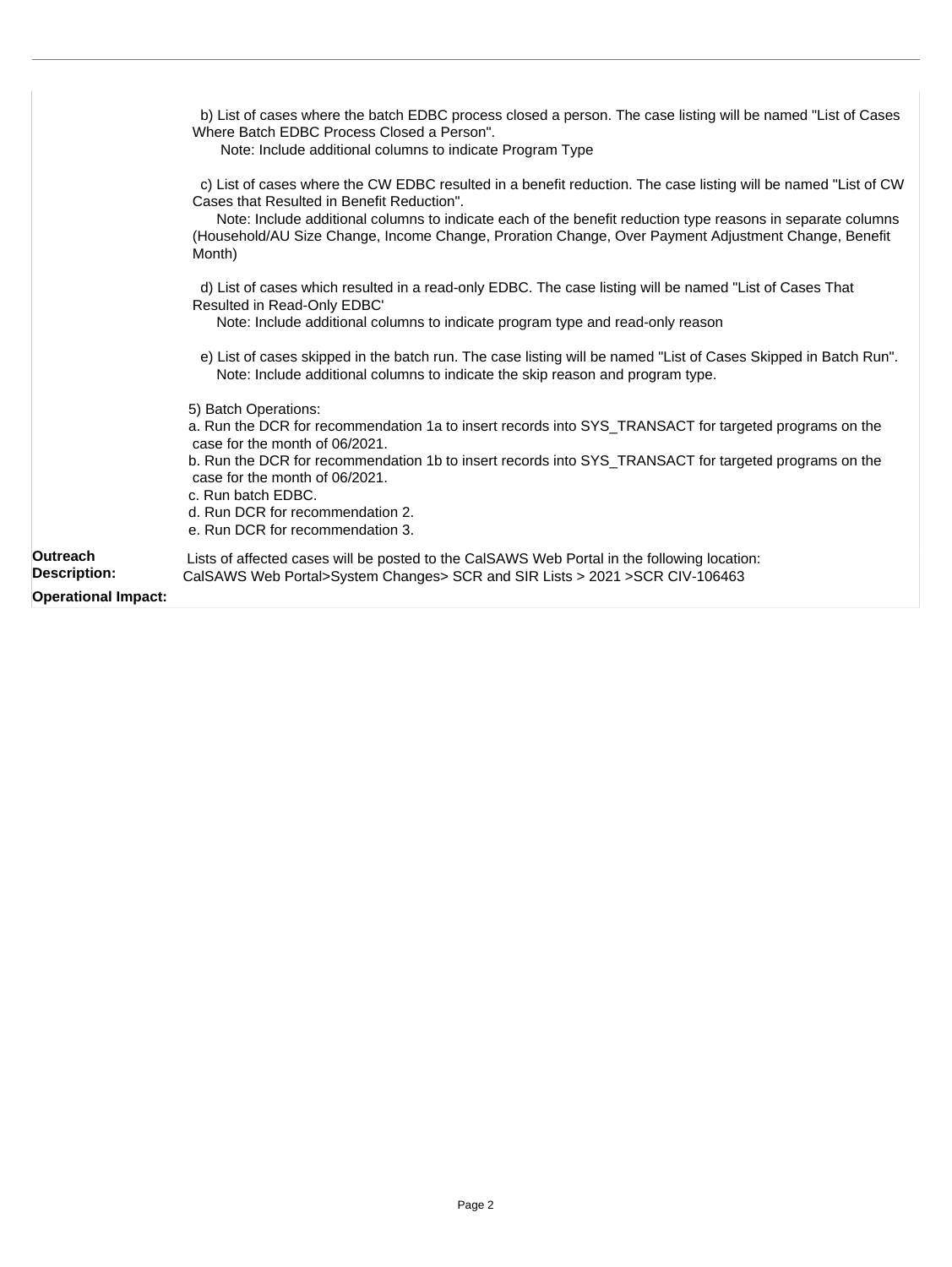b) List of cases where the batch EDBC process closed a person. The case listing will be named "List of Cases Where Batch EDBC Process Closed a Person".
Note: Include additional columns to indicate Program Type

c) List of cases where the CW EDBC resulted in a benefit reduction. The case listing will be named "List of CW Cases that Resulted in Benefit Reduction".
Note: Include additional columns to indicate each of the benefit reduction type reasons in separate columns (Household/AU Size Change, Income Change, Proration Change, Over Payment Adjustment Change, Benefit Month)

d) List of cases which resulted in a read-only EDBC. The case listing will be named "List of Cases That Resulted in Read-Only EDBC'
Note: Include additional columns to indicate program type and read-only reason

e) List of cases skipped in the batch run. The case listing will be named "List of Cases Skipped in Batch Run".
Note: Include additional columns to indicate the skip reason and program type.

5) Batch Operations:
a. Run the DCR for recommendation 1a to insert records into SYS_TRANSACT for targeted programs on the case for the month of 06/2021.
b. Run the DCR for recommendation 1b to insert records into SYS_TRANSACT for targeted programs on the case for the month of 06/2021.
c. Run batch EDBC.
d. Run DCR for recommendation 2.
e. Run DCR for recommendation 3.

**Outreach Description:** Lists of affected cases will be posted to the CalSAWS Web Portal in the following location:
CalSAWS Web Portal>System Changes> SCR and SIR Lists > 2021 >SCR CIV-106463

**Operational Impact:**